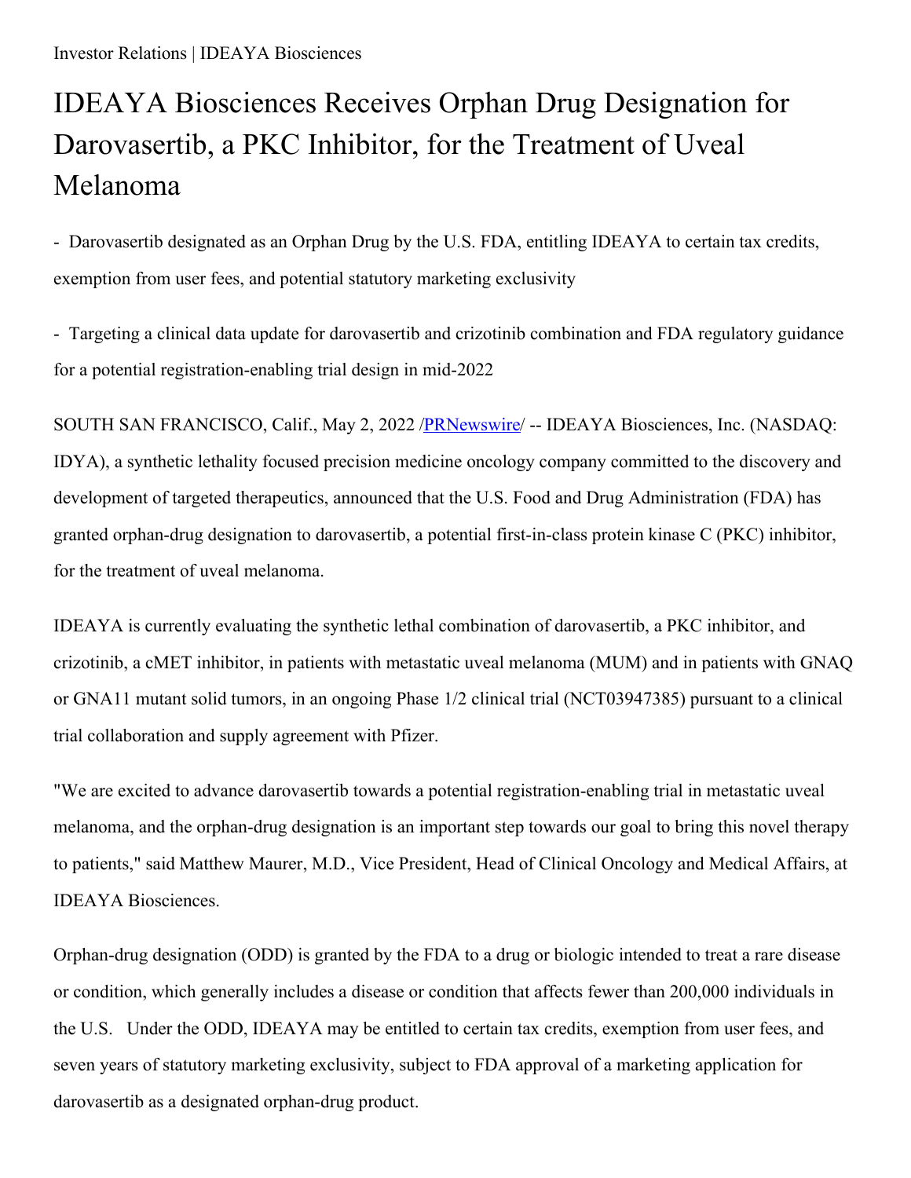# IDEAYA Biosciences Receives Orphan Drug Designation for Darovasertib, a PKC Inhibitor, for the Treatment of Uveal Melanoma

- Darovasertib designated as an Orphan Drug by the U.S. FDA, entitling IDEAYA to certain tax credits, exemption from user fees, and potential statutory marketing exclusivity

- Targeting a clinical data update for darovasertib and crizotinib combination and FDA regulatory guidance for a potential registration-enabling trial design in mid-2022

SOUTH SAN FRANCISCO, Calif., May 2, 2022 /PRNewswire/ -- IDEAYA Biosciences, Inc. (NASDAQ: IDYA), a synthetic lethality focused precision medicine oncology company committed to the discovery and development of targeted therapeutics, announced that the U.S. Food and Drug Administration (FDA) has granted orphan-drug designation to darovasertib, a potential first-in-class protein kinase C (PKC) inhibitor, for the treatment of uveal melanoma.

IDEAYA is currently evaluating the synthetic lethal combination of darovasertib, a PKC inhibitor, and crizotinib, a cMET inhibitor, in patients with metastatic uveal melanoma (MUM) and in patients with GNAQ or GNA11 mutant solid tumors, in an ongoing Phase 1/2 clinical trial (NCT03947385) pursuant to a clinical trial collaboration and supply agreement with Pfizer.

"We are excited to advance darovasertib towards a potential registration-enabling trial in metastatic uveal melanoma, and the orphan-drug designation is an important step towards our goal to bring this novel therapy to patients," said Matthew Maurer, M.D., Vice President, Head of Clinical Oncology and Medical Affairs, at IDEAYA Biosciences.

Orphan-drug designation (ODD) is granted by the FDA to a drug or biologic intended to treat a rare disease or condition, which generally includes a disease or condition that affects fewer than 200,000 individuals in the U.S. Under the ODD, IDEAYA may be entitled to certain tax credits, exemption from user fees, and seven years of statutory marketing exclusivity, subject to FDA approval of a marketing application for darovasertib as a designated orphan-drug product.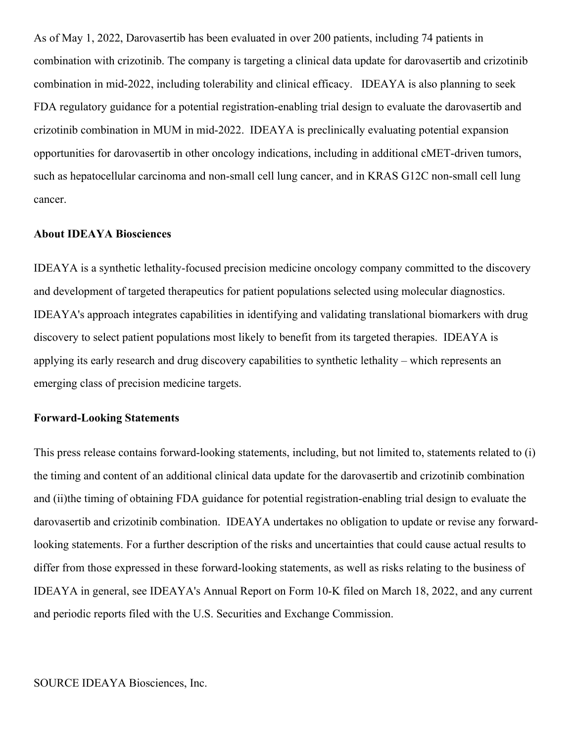As of May 1, 2022, Darovasertib has been evaluated in over 200 patients, including 74 patients in combination with crizotinib. The company is targeting a clinical data update for darovasertib and crizotinib combination in mid-2022, including tolerability and clinical efficacy. IDEAYA is also planning to seek FDA regulatory guidance for a potential registration-enabling trial design to evaluate the darovasertib and crizotinib combination in MUM in mid-2022. IDEAYA is preclinically evaluating potential expansion opportunities for darovasertib in other oncology indications, including in additional cMET-driven tumors, such as hepatocellular carcinoma and non-small cell lung cancer, and in KRAS G12C non-small cell lung cancer.

**About IDEAYA Biosciences**

IDEAYA is a synthetic lethality-focused precision medicine oncology company committed to the discovery and development of targeted therapeutics for patient populations selected using molecular diagnostics. IDEAYA's approach integrates capabilities in identifying and validating translational biomarkers with drug discovery to select patient populations most likely to benefit from its targeted therapies. IDEAYA is applying its early research and drug discovery capabilities to synthetic lethality – which represents an emerging class of precision medicine targets.

**Forward-Looking Statements**

This press release contains forward-looking statements, including, but not limited to, statements related to (i) the timing and content of an additional clinical data update for the darovasertib and crizotinib combination and (ii)the timing of obtaining FDA guidance for potential registration-enabling trial design to evaluate the darovasertib and crizotinib combination. IDEAYA undertakes no obligation to update or revise any forward-looking statements. For a further description of the risks and uncertainties that could cause actual results to differ from those expressed in these forward-looking statements, as well as risks relating to the business of IDEAYA in general, see IDEAYA's Annual Report on Form 10-K filed on March 18, 2022, and any current and periodic reports filed with the U.S. Securities and Exchange Commission.

SOURCE IDEAYA Biosciences, Inc.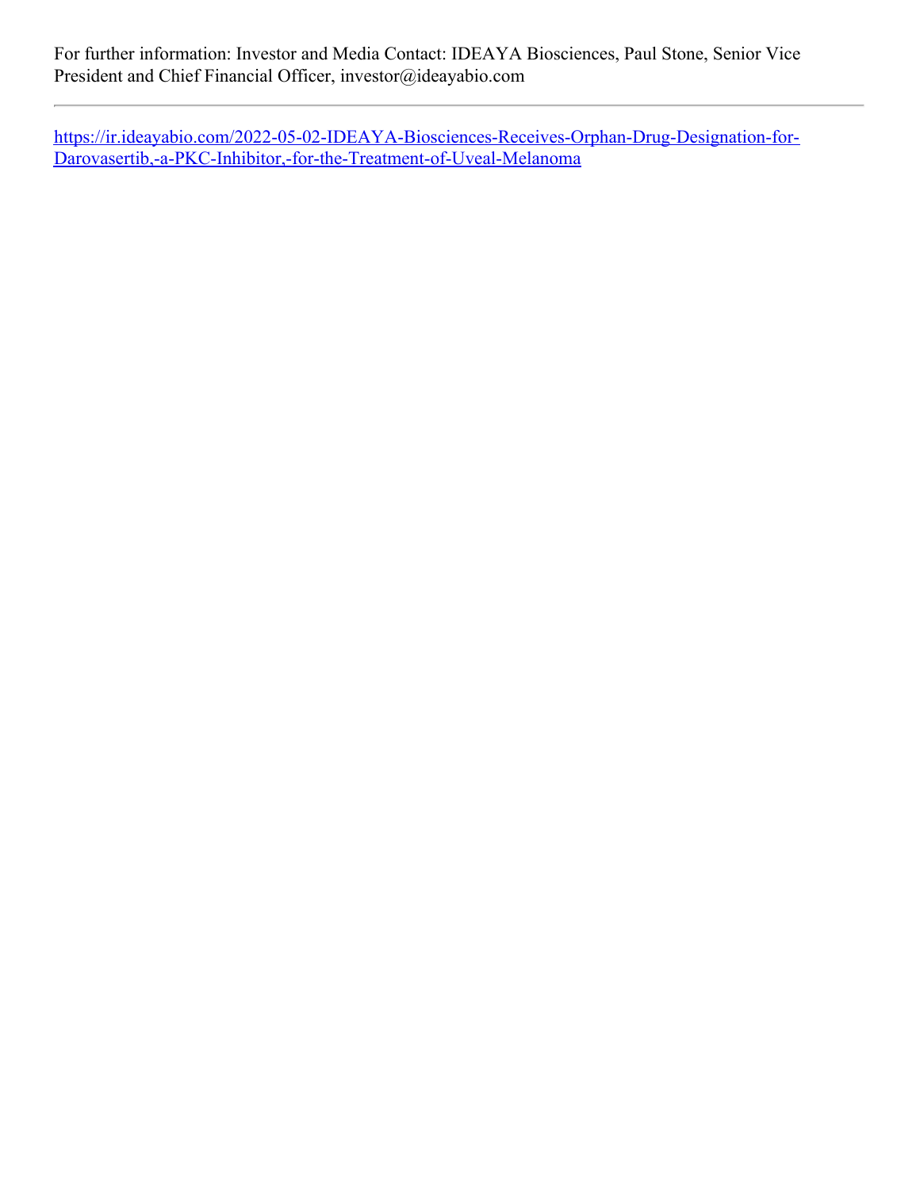For further information: Investor and Media Contact: IDEAYA Biosciences, Paul Stone, Senior Vice President and Chief Financial Officer, investor@ideayabio.com

---

https://ir.ideayabio.com/2022-05-02-IDEAYA-Biosciences-Receives-Orphan-Drug-Designation-for-Darovasertib,-a-PKC-Inhibitor,-for-the-Treatment-of-Uveal-Melanoma